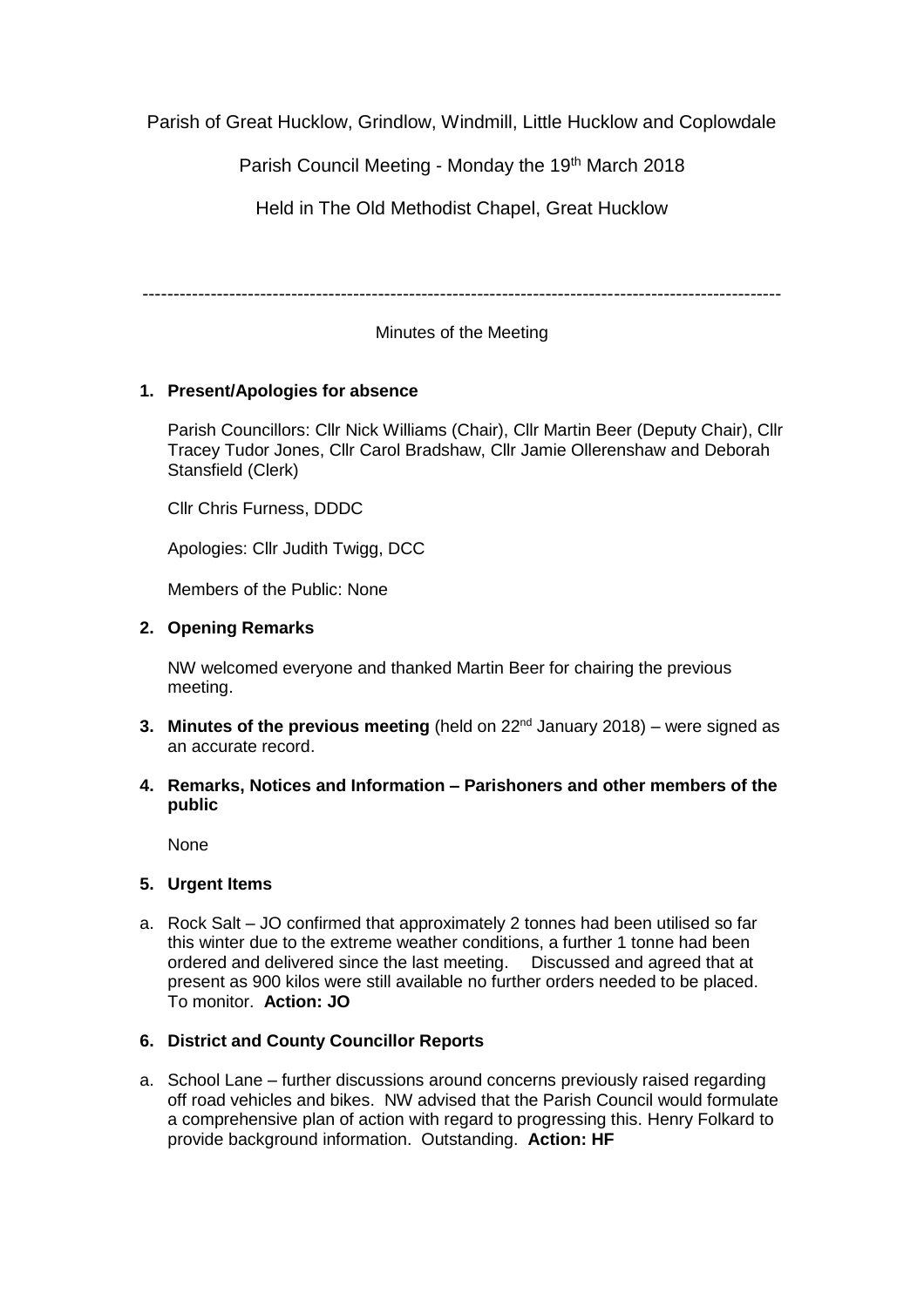Parish of Great Hucklow, Grindlow, Windmill, Little Hucklow and Coplowdale

Parish Council Meeting - Monday the 19th March 2018

Held in The Old Methodist Chapel, Great Hucklow

---

Minutes of the Meeting

**1. Present/Apologies for absence**

Parish Councillors: Cllr Nick Williams (Chair), Cllr Martin Beer (Deputy Chair), Cllr Tracey Tudor Jones, Cllr Carol Bradshaw, Cllr Jamie Ollerenshaw and Deborah Stansfield (Clerk)

Cllr Chris Furness, DDDC

Apologies: Cllr Judith Twigg, DCC

Members of the Public: None

**2. Opening Remarks**

NW welcomed everyone and thanked Martin Beer for chairing the previous meeting.

**3. Minutes of the previous meeting** (held on 22nd January 2018) – were signed as an accurate record.

**4. Remarks, Notices and Information – Parishoners and other members of the public**

None

**5. Urgent Items**

a. Rock Salt – JO confirmed that approximately 2 tonnes had been utilised so far this winter due to the extreme weather conditions, a further 1 tonne had been ordered and delivered since the last meeting. Discussed and agreed that at present as 900 kilos were still available no further orders needed to be placed. To monitor. **Action: JO**

**6. District and County Councillor Reports**

a. School Lane – further discussions around concerns previously raised regarding off road vehicles and bikes. NW advised that the Parish Council would formulate a comprehensive plan of action with regard to progressing this. Henry Folkard to provide background information. Outstanding. **Action: HF**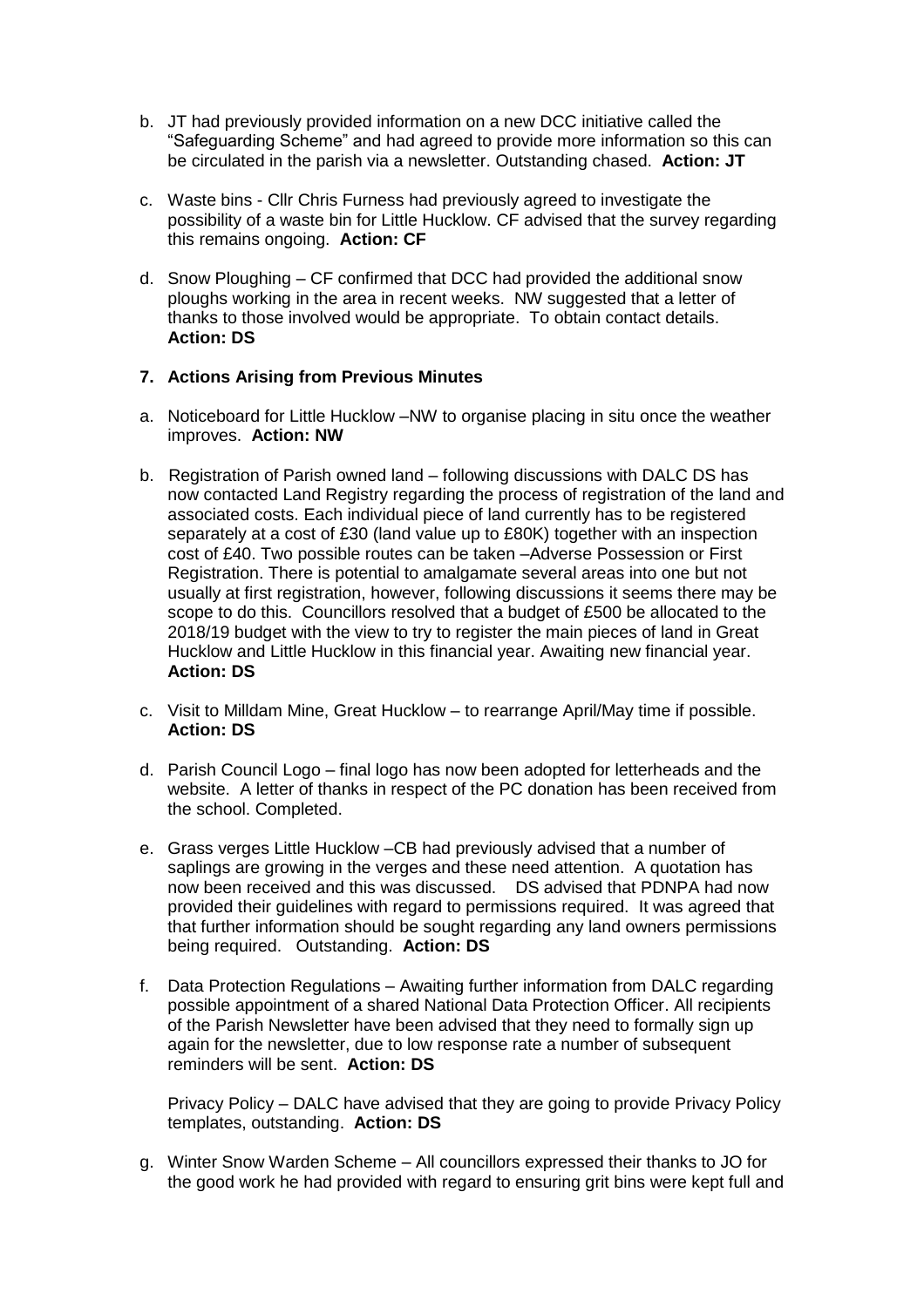b. JT had previously provided information on a new DCC initiative called the "Safeguarding Scheme" and had agreed to provide more information so this can be circulated in the parish via a newsletter. Outstanding chased. **Action: JT**

c. Waste bins - Cllr Chris Furness had previously agreed to investigate the possibility of a waste bin for Little Hucklow. CF advised that the survey regarding this remains ongoing. **Action: CF**

d. Snow Ploughing – CF confirmed that DCC had provided the additional snow ploughs working in the area in recent weeks. NW suggested that a letter of thanks to those involved would be appropriate. To obtain contact details. **Action: DS**

### 7. Actions Arising from Previous Minutes

a. Noticeboard for Little Hucklow –NW to organise placing in situ once the weather improves. **Action: NW**

b. Registration of Parish owned land – following discussions with DALC DS has now contacted Land Registry regarding the process of registration of the land and associated costs. Each individual piece of land currently has to be registered separately at a cost of £30 (land value up to £80K) together with an inspection cost of £40. Two possible routes can be taken –Adverse Possession or First Registration. There is potential to amalgamate several areas into one but not usually at first registration, however, following discussions it seems there may be scope to do this. Councillors resolved that a budget of £500 be allocated to the 2018/19 budget with the view to try to register the main pieces of land in Great Hucklow and Little Hucklow in this financial year. Awaiting new financial year. **Action: DS**

c. Visit to Milldam Mine, Great Hucklow – to rearrange April/May time if possible. **Action: DS**

d. Parish Council Logo – final logo has now been adopted for letterheads and the website. A letter of thanks in respect of the PC donation has been received from the school. Completed.

e. Grass verges Little Hucklow –CB had previously advised that a number of saplings are growing in the verges and these need attention. A quotation has now been received and this was discussed. DS advised that PDNPA had now provided their guidelines with regard to permissions required. It was agreed that that further information should be sought regarding any land owners permissions being required. Outstanding. **Action: DS**

f. Data Protection Regulations – Awaiting further information from DALC regarding possible appointment of a shared National Data Protection Officer. All recipients of the Parish Newsletter have been advised that they need to formally sign up again for the newsletter, due to low response rate a number of subsequent reminders will be sent. **Action: DS**

   Privacy Policy – DALC have advised that they are going to provide Privacy Policy templates, outstanding. **Action: DS**

g. Winter Snow Warden Scheme – All councillors expressed their thanks to JO for the good work he had provided with regard to ensuring grit bins were kept full and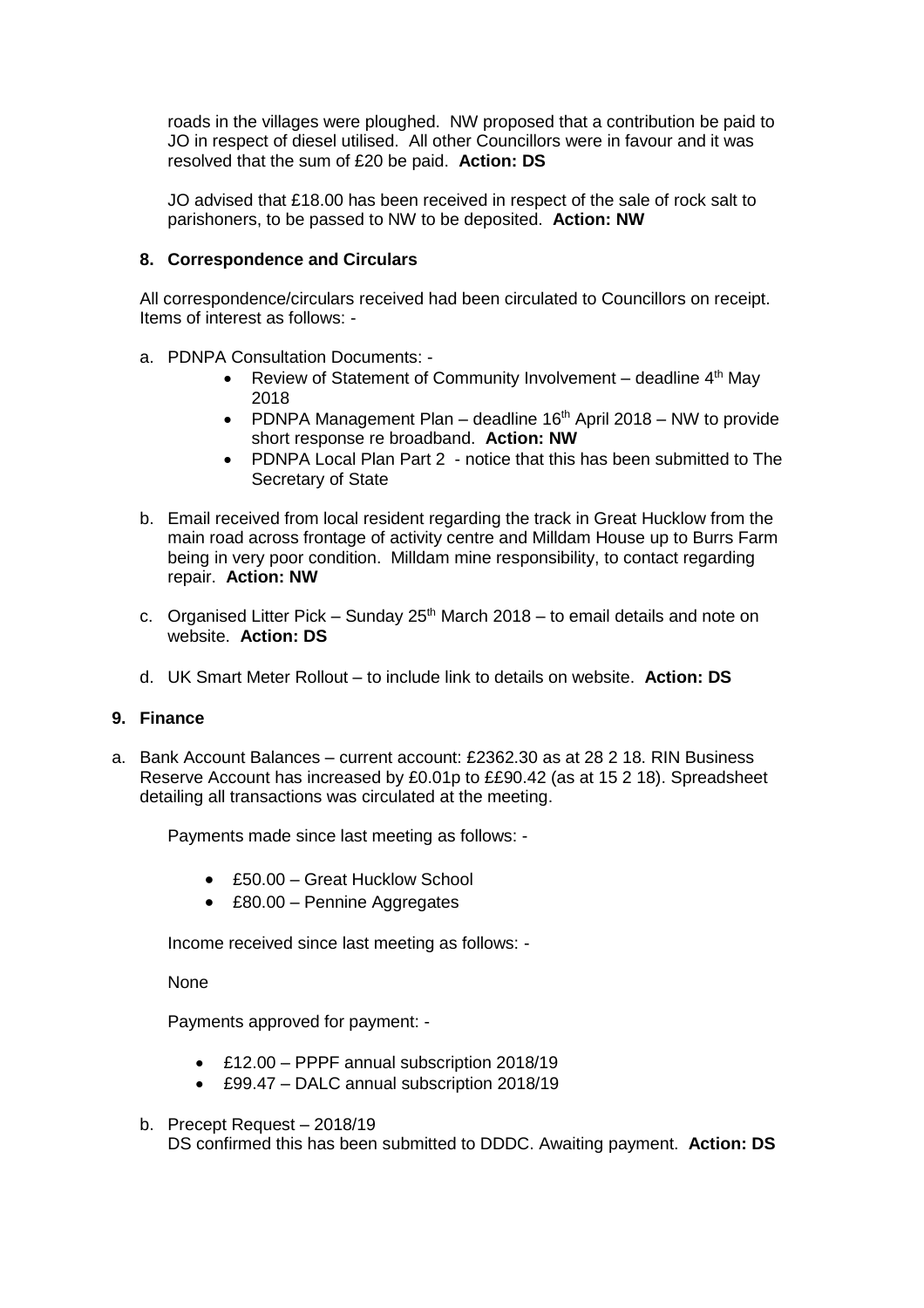roads in the villages were ploughed. NW proposed that a contribution be paid to JO in respect of diesel utilised. All other Councillors were in favour and it was resolved that the sum of £20 be paid. **Action: DS**

JO advised that £18.00 has been received in respect of the sale of rock salt to parishoners, to be passed to NW to be deposited. **Action: NW**

**8. Correspondence and Circulars**

All correspondence/circulars received had been circulated to Councillors on receipt. Items of interest as follows: -

a. PDNPA Consultation Documents: -
   - Review of Statement of Community Involvement – deadline 4th May 2018
   - PDNPA Management Plan – deadline 16th April 2018 – NW to provide short response re broadband. **Action: NW**
   - PDNPA Local Plan Part 2 - notice that this has been submitted to The Secretary of State

b. Email received from local resident regarding the track in Great Hucklow from the main road across frontage of activity centre and Milldam House up to Burrs Farm being in very poor condition. Milldam mine responsibility, to contact regarding repair. **Action: NW**

c. Organised Litter Pick – Sunday 25th March 2018 – to email details and note on website. **Action: DS**

d. UK Smart Meter Rollout – to include link to details on website. **Action: DS**

**9. Finance**

a. Bank Account Balances – current account: £2362.30 as at 28 2 18. RIN Business Reserve Account has increased by £0.01p to ££90.42 (as at 15 2 18). Spreadsheet detailing all transactions was circulated at the meeting.

   Payments made since last meeting as follows: -

   - £50.00 – Great Hucklow School
   - £80.00 – Pennine Aggregates

   Income received since last meeting as follows: -

   None

   Payments approved for payment: -

   - £12.00 – PPPF annual subscription 2018/19
   - £99.47 – DALC annual subscription 2018/19

b. Precept Request – 2018/19
   DS confirmed this has been submitted to DDDC. Awaiting payment. **Action: DS**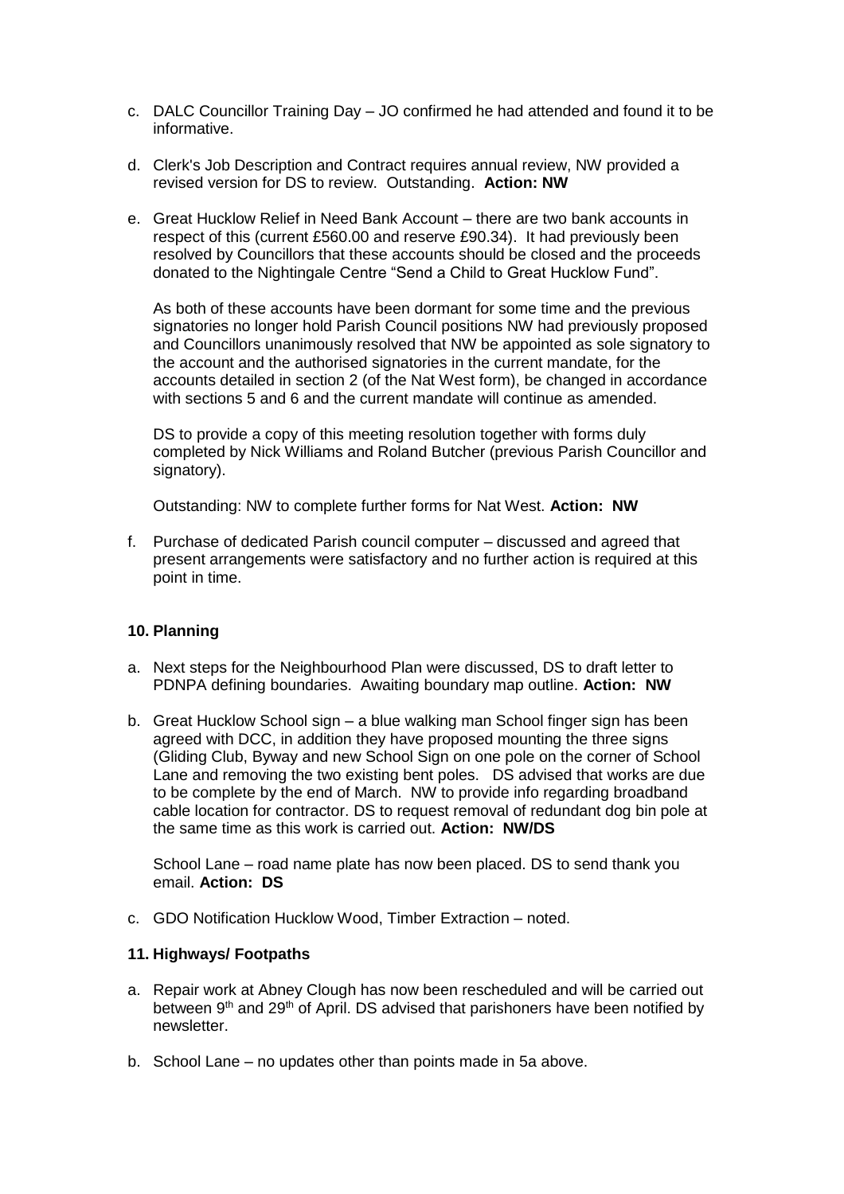c. DALC Councillor Training Day – JO confirmed he had attended and found it to be informative.

d. Clerk's Job Description and Contract requires annual review, NW provided a revised version for DS to review. Outstanding. **Action: NW**

e. Great Hucklow Relief in Need Bank Account – there are two bank accounts in respect of this (current £560.00 and reserve £90.34). It had previously been resolved by Councillors that these accounts should be closed and the proceeds donated to the Nightingale Centre "Send a Child to Great Hucklow Fund".

   As both of these accounts have been dormant for some time and the previous signatories no longer hold Parish Council positions NW had previously proposed and Councillors unanimously resolved that NW be appointed as sole signatory to the account and the authorised signatories in the current mandate, for the accounts detailed in section 2 (of the Nat West form), be changed in accordance with sections 5 and 6 and the current mandate will continue as amended.

   DS to provide a copy of this meeting resolution together with forms duly completed by Nick Williams and Roland Butcher (previous Parish Councillor and signatory).

   Outstanding: NW to complete further forms for Nat West. **Action: NW**

f. Purchase of dedicated Parish council computer – discussed and agreed that present arrangements were satisfactory and no further action is required at this point in time.

### 10. Planning

a. Next steps for the Neighbourhood Plan were discussed, DS to draft letter to PDNPA defining boundaries. Awaiting boundary map outline. **Action: NW**

b. Great Hucklow School sign – a blue walking man School finger sign has been agreed with DCC, in addition they have proposed mounting the three signs (Gliding Club, Byway and new School Sign on one pole on the corner of School Lane and removing the two existing bent poles. DS advised that works are due to be complete by the end of March. NW to provide info regarding broadband cable location for contractor. DS to request removal of redundant dog bin pole at the same time as this work is carried out. **Action: NW/DS**

   School Lane – road name plate has now been placed. DS to send thank you email. **Action: DS**

c. GDO Notification Hucklow Wood, Timber Extraction – noted.

### 11. Highways/ Footpaths

a. Repair work at Abney Clough has now been rescheduled and will be carried out between 9th and 29th of April. DS advised that parishoners have been notified by newsletter.

b. School Lane – no updates other than points made in 5a above.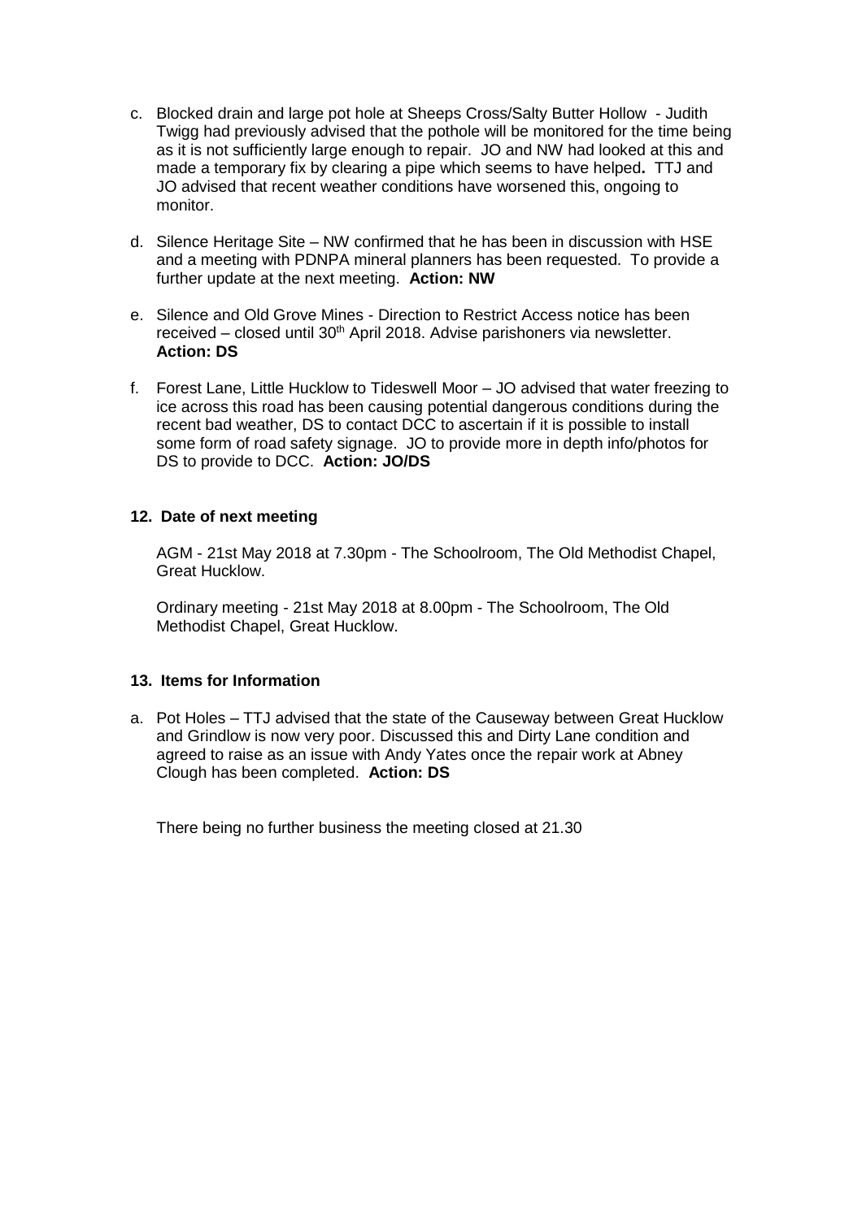c. Blocked drain and large pot hole at Sheeps Cross/Salty Butter Hollow - Judith Twigg had previously advised that the pothole will be monitored for the time being as it is not sufficiently large enough to repair. JO and NW had looked at this and made a temporary fix by clearing a pipe which seems to have helped**.** TTJ and JO advised that recent weather conditions have worsened this, ongoing to monitor.

d. Silence Heritage Site – NW confirmed that he has been in discussion with HSE and a meeting with PDNPA mineral planners has been requested. To provide a further update at the next meeting. **Action: NW**

e. Silence and Old Grove Mines - Direction to Restrict Access notice has been received – closed until 30th April 2018. Advise parishoners via newsletter. **Action: DS**

f. Forest Lane, Little Hucklow to Tideswell Moor – JO advised that water freezing to ice across this road has been causing potential dangerous conditions during the recent bad weather, DS to contact DCC to ascertain if it is possible to install some form of road safety signage. JO to provide more in depth info/photos for DS to provide to DCC. **Action: JO/DS**

## 12. Date of next meeting

AGM - 21st May 2018 at 7.30pm - The Schoolroom, The Old Methodist Chapel, Great Hucklow.

Ordinary meeting - 21st May 2018 at 8.00pm - The Schoolroom, The Old Methodist Chapel, Great Hucklow.

## 13. Items for Information

a. Pot Holes – TTJ advised that the state of the Causeway between Great Hucklow and Grindlow is now very poor. Discussed this and Dirty Lane condition and agreed to raise as an issue with Andy Yates once the repair work at Abney Clough has been completed. **Action: DS**

There being no further business the meeting closed at 21.30